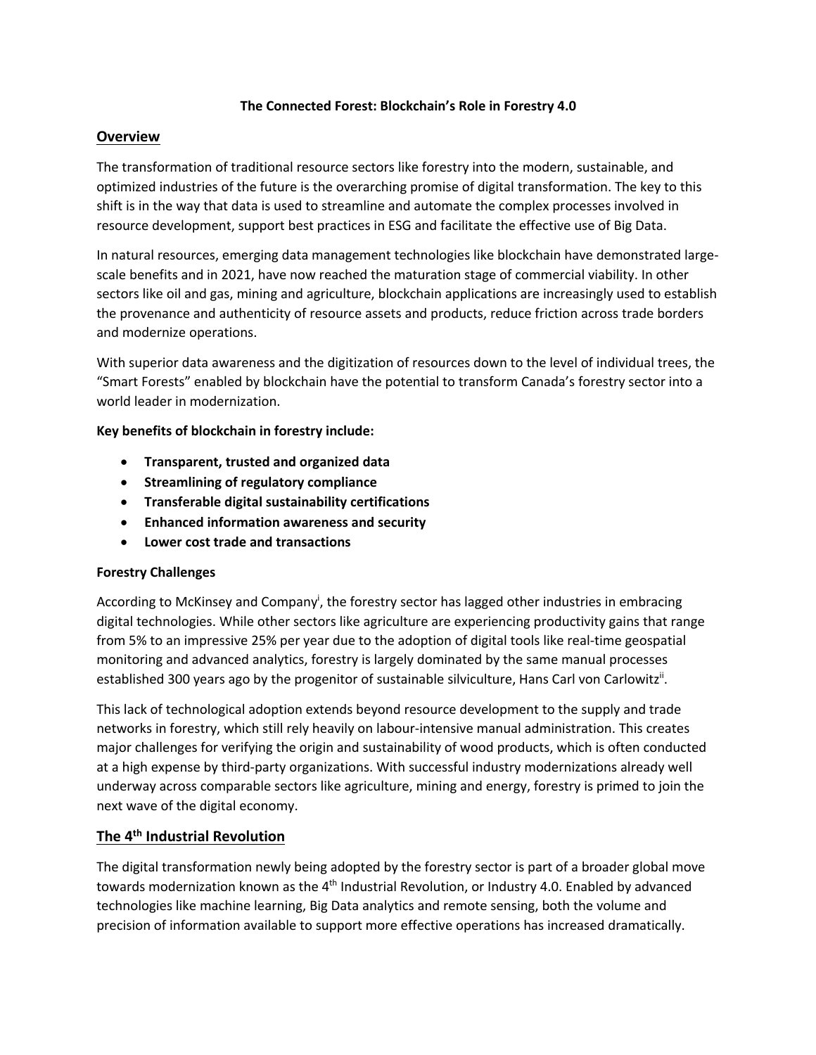**The Connected Forest: Blockchain's Role in Forestry 4.0**

## Overview

The transformation of traditional resource sectors like forestry into the modern, sustainable, and optimized industries of the future is the overarching promise of digital transformation. The key to this shift is in the way that data is used to streamline and automate the complex processes involved in resource development, support best practices in ESG and facilitate the effective use of Big Data.

In natural resources, emerging data management technologies like blockchain have demonstrated large-scale benefits and in 2021, have now reached the maturation stage of commercial viability. In other sectors like oil and gas, mining and agriculture, blockchain applications are increasingly used to establish the provenance and authenticity of resource assets and products, reduce friction across trade borders and modernize operations.

With superior data awareness and the digitization of resources down to the level of individual trees, the "Smart Forests" enabled by blockchain have the potential to transform Canada's forestry sector into a world leader in modernization.

**Key benefits of blockchain in forestry include:**

- **Transparent, trusted and organized data**
- **Streamlining of regulatory compliance**
- **Transferable digital sustainability certifications**
- **Enhanced information awareness and security**
- **Lower cost trade and transactions**

**Forestry Challenges**

According to McKinsey and Company[i], the forestry sector has lagged other industries in embracing digital technologies. While other sectors like agriculture are experiencing productivity gains that range from 5% to an impressive 25% per year due to the adoption of digital tools like real-time geospatial monitoring and advanced analytics, forestry is largely dominated by the same manual processes established 300 years ago by the progenitor of sustainable silviculture, Hans Carl von Carlowitz[ii].

This lack of technological adoption extends beyond resource development to the supply and trade networks in forestry, which still rely heavily on labour-intensive manual administration. This creates major challenges for verifying the origin and sustainability of wood products, which is often conducted at a high expense by third-party organizations. With successful industry modernizations already well underway across comparable sectors like agriculture, mining and energy, forestry is primed to join the next wave of the digital economy.

## The 4th Industrial Revolution

The digital transformation newly being adopted by the forestry sector is part of a broader global move towards modernization known as the 4th Industrial Revolution, or Industry 4.0. Enabled by advanced technologies like machine learning, Big Data analytics and remote sensing, both the volume and precision of information available to support more effective operations has increased dramatically.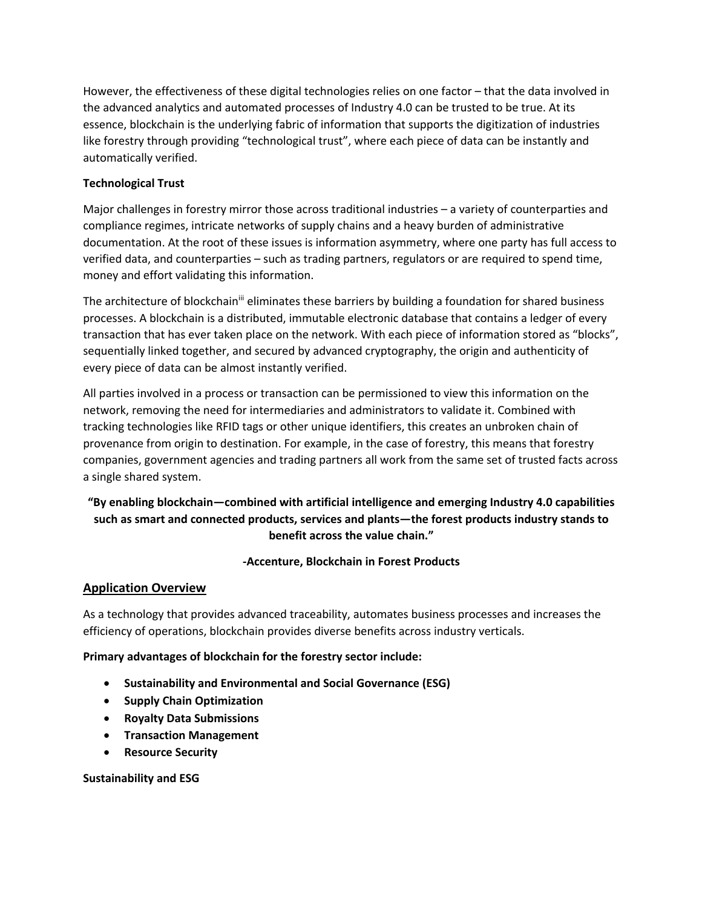However, the effectiveness of these digital technologies relies on one factor – that the data involved in the advanced analytics and automated processes of Industry 4.0 can be trusted to be true. At its essence, blockchain is the underlying fabric of information that supports the digitization of industries like forestry through providing "technological trust", where each piece of data can be instantly and automatically verified.

**Technological Trust**

Major challenges in forestry mirror those across traditional industries – a variety of counterparties and compliance regimes, intricate networks of supply chains and a heavy burden of administrative documentation. At the root of these issues is information asymmetry, where one party has full access to verified data, and counterparties – such as trading partners, regulators or are required to spend time, money and effort validating this information.

The architecture of blockchain[iii] eliminates these barriers by building a foundation for shared business processes. A blockchain is a distributed, immutable electronic database that contains a ledger of every transaction that has ever taken place on the network. With each piece of information stored as "blocks", sequentially linked together, and secured by advanced cryptography, the origin and authenticity of every piece of data can be almost instantly verified.

All parties involved in a process or transaction can be permissioned to view this information on the network, removing the need for intermediaries and administrators to validate it. Combined with tracking technologies like RFID tags or other unique identifiers, this creates an unbroken chain of provenance from origin to destination. For example, in the case of forestry, this means that forestry companies, government agencies and trading partners all work from the same set of trusted facts across a single shared system.

**"By enabling blockchain—combined with artificial intelligence and emerging Industry 4.0 capabilities such as smart and connected products, services and plants—the forest products industry stands to benefit across the value chain."**

**-Accenture, Blockchain in Forest Products**

## Application Overview

As a technology that provides advanced traceability, automates business processes and increases the efficiency of operations, blockchain provides diverse benefits across industry verticals.

**Primary advantages of blockchain for the forestry sector include:**

- **Sustainability and Environmental and Social Governance (ESG)**
- **Supply Chain Optimization**
- **Royalty Data Submissions**
- **Transaction Management**
- **Resource Security**

**Sustainability and ESG**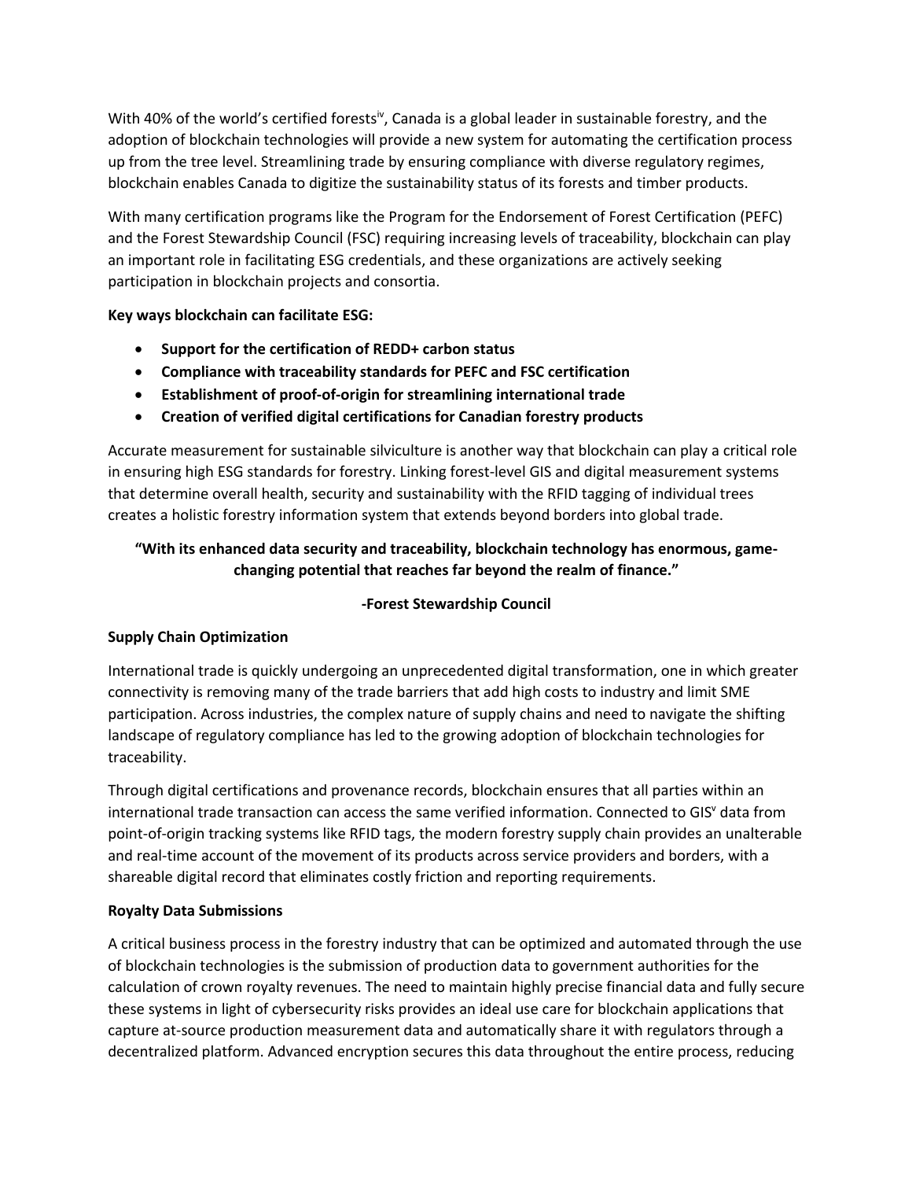With 40% of the world's certified forests[iv], Canada is a global leader in sustainable forestry, and the adoption of blockchain technologies will provide a new system for automating the certification process up from the tree level. Streamlining trade by ensuring compliance with diverse regulatory regimes, blockchain enables Canada to digitize the sustainability status of its forests and timber products.

With many certification programs like the Program for the Endorsement of Forest Certification (PEFC) and the Forest Stewardship Council (FSC) requiring increasing levels of traceability, blockchain can play an important role in facilitating ESG credentials, and these organizations are actively seeking participation in blockchain projects and consortia.

**Key ways blockchain can facilitate ESG:**

- **Support for the certification of REDD+ carbon status**
- **Compliance with traceability standards for PEFC and FSC certification**
- **Establishment of proof-of-origin for streamlining international trade**
- **Creation of verified digital certifications for Canadian forestry products**

Accurate measurement for sustainable silviculture is another way that blockchain can play a critical role in ensuring high ESG standards for forestry. Linking forest-level GIS and digital measurement systems that determine overall health, security and sustainability with the RFID tagging of individual trees creates a holistic forestry information system that extends beyond borders into global trade.

**"With its enhanced data security and traceability, blockchain technology has enormous, game-changing potential that reaches far beyond the realm of finance."**

**-Forest Stewardship Council**

**Supply Chain Optimization**

International trade is quickly undergoing an unprecedented digital transformation, one in which greater connectivity is removing many of the trade barriers that add high costs to industry and limit SME participation. Across industries, the complex nature of supply chains and need to navigate the shifting landscape of regulatory compliance has led to the growing adoption of blockchain technologies for traceability.

Through digital certifications and provenance records, blockchain ensures that all parties within an international trade transaction can access the same verified information. Connected to GIS[v] data from point-of-origin tracking systems like RFID tags, the modern forestry supply chain provides an unalterable and real-time account of the movement of its products across service providers and borders, with a shareable digital record that eliminates costly friction and reporting requirements.

**Royalty Data Submissions**

A critical business process in the forestry industry that can be optimized and automated through the use of blockchain technologies is the submission of production data to government authorities for the calculation of crown royalty revenues. The need to maintain highly precise financial data and fully secure these systems in light of cybersecurity risks provides an ideal use care for blockchain applications that capture at-source production measurement data and automatically share it with regulators through a decentralized platform. Advanced encryption secures this data throughout the entire process, reducing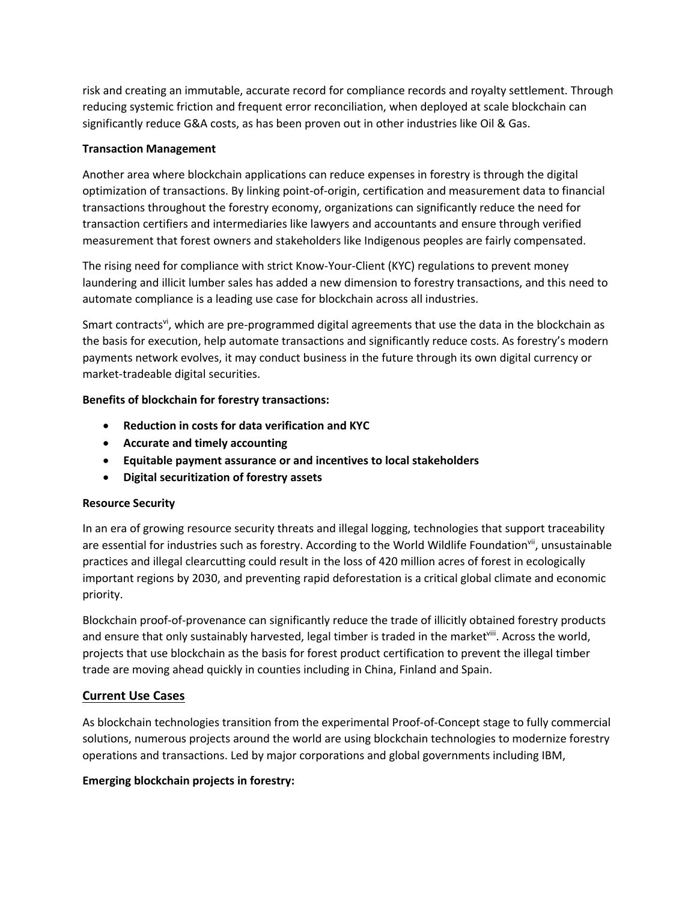risk and creating an immutable, accurate record for compliance records and royalty settlement. Through reducing systemic friction and frequent error reconciliation, when deployed at scale blockchain can significantly reduce G&A costs, as has been proven out in other industries like Oil & Gas.

**Transaction Management**

Another area where blockchain applications can reduce expenses in forestry is through the digital optimization of transactions. By linking point-of-origin, certification and measurement data to financial transactions throughout the forestry economy, organizations can significantly reduce the need for transaction certifiers and intermediaries like lawyers and accountants and ensure through verified measurement that forest owners and stakeholders like Indigenous peoples are fairly compensated.

The rising need for compliance with strict Know-Your-Client (KYC) regulations to prevent money laundering and illicit lumber sales has added a new dimension to forestry transactions, and this need to automate compliance is a leading use case for blockchain across all industries.

Smart contracts[vi], which are pre-programmed digital agreements that use the data in the blockchain as the basis for execution, help automate transactions and significantly reduce costs. As forestry's modern payments network evolves, it may conduct business in the future through its own digital currency or market-tradeable digital securities.

**Benefits of blockchain for forestry transactions:**

- **Reduction in costs for data verification and KYC**
- **Accurate and timely accounting**
- **Equitable payment assurance or and incentives to local stakeholders**
- **Digital securitization of forestry assets**

**Resource Security**

In an era of growing resource security threats and illegal logging, technologies that support traceability are essential for industries such as forestry. According to the World Wildlife Foundation[vii], unsustainable practices and illegal clearcutting could result in the loss of 420 million acres of forest in ecologically important regions by 2030, and preventing rapid deforestation is a critical global climate and economic priority.

Blockchain proof-of-provenance can significantly reduce the trade of illicitly obtained forestry products and ensure that only sustainably harvested, legal timber is traded in the market[viii]. Across the world, projects that use blockchain as the basis for forest product certification to prevent the illegal timber trade are moving ahead quickly in counties including in China, Finland and Spain.

## Current Use Cases

As blockchain technologies transition from the experimental Proof-of-Concept stage to fully commercial solutions, numerous projects around the world are using blockchain technologies to modernize forestry operations and transactions. Led by major corporations and global governments including IBM,

**Emerging blockchain projects in forestry:**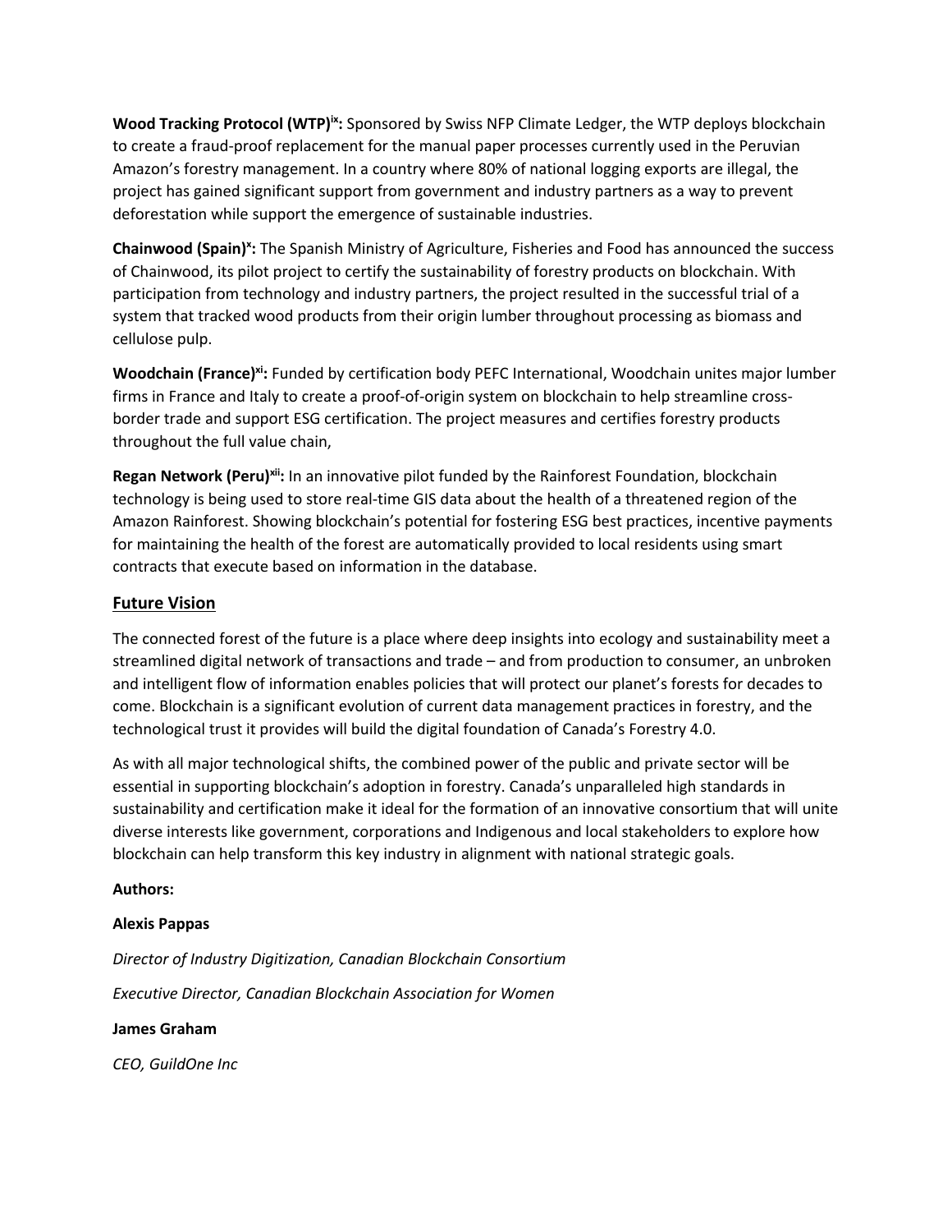**Wood Tracking Protocol (WTP)[ix]:** Sponsored by Swiss NFP Climate Ledger, the WTP deploys blockchain to create a fraud-proof replacement for the manual paper processes currently used in the Peruvian Amazon's forestry management. In a country where 80% of national logging exports are illegal, the project has gained significant support from government and industry partners as a way to prevent deforestation while support the emergence of sustainable industries.

**Chainwood (Spain)[x]:** The Spanish Ministry of Agriculture, Fisheries and Food has announced the success of Chainwood, its pilot project to certify the sustainability of forestry products on blockchain. With participation from technology and industry partners, the project resulted in the successful trial of a system that tracked wood products from their origin lumber throughout processing as biomass and cellulose pulp.

**Woodchain (France)[xi]:** Funded by certification body PEFC International, Woodchain unites major lumber firms in France and Italy to create a proof-of-origin system on blockchain to help streamline cross-border trade and support ESG certification. The project measures and certifies forestry products throughout the full value chain,

**Regan Network (Peru)[xii]:** In an innovative pilot funded by the Rainforest Foundation, blockchain technology is being used to store real-time GIS data about the health of a threatened region of the Amazon Rainforest. Showing blockchain's potential for fostering ESG best practices, incentive payments for maintaining the health of the forest are automatically provided to local residents using smart contracts that execute based on information in the database.

## Future Vision

The connected forest of the future is a place where deep insights into ecology and sustainability meet a streamlined digital network of transactions and trade – and from production to consumer, an unbroken and intelligent flow of information enables policies that will protect our planet's forests for decades to come. Blockchain is a significant evolution of current data management practices in forestry, and the technological trust it provides will build the digital foundation of Canada's Forestry 4.0.

As with all major technological shifts, the combined power of the public and private sector will be essential in supporting blockchain's adoption in forestry. Canada's unparalleled high standards in sustainability and certification make it ideal for the formation of an innovative consortium that will unite diverse interests like government, corporations and Indigenous and local stakeholders to explore how blockchain can help transform this key industry in alignment with national strategic goals.

**Authors:**

**Alexis Pappas**

*Director of Industry Digitization, Canadian Blockchain Consortium*

*Executive Director, Canadian Blockchain Association for Women*

**James Graham**

*CEO, GuildOne Inc*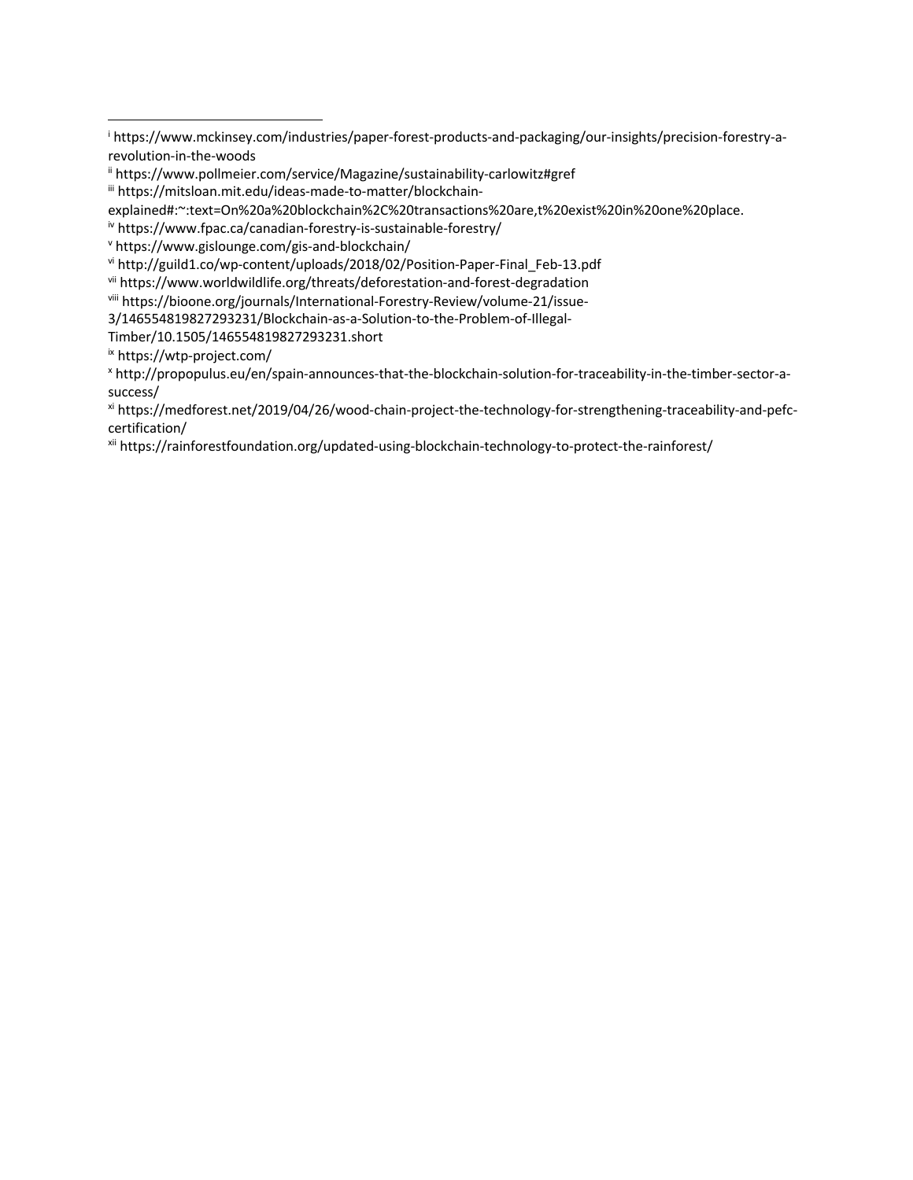[i] https://www.mckinsey.com/industries/paper-forest-products-and-packaging/our-insights/precision-forestry-a-revolution-in-the-woods

[ii] https://www.pollmeier.com/service/Magazine/sustainability-carlowitz#gref

[iii] https://mitsloan.mit.edu/ideas-made-to-matter/blockchain-explained#:~:text=On%20a%20blockchain%2C%20transactions%20are,t%20exist%20in%20one%20place.

[iv] https://www.fpac.ca/canadian-forestry-is-sustainable-forestry/

[v] https://www.gislounge.com/gis-and-blockchain/

[vi] http://guild1.co/wp-content/uploads/2018/02/Position-Paper-Final_Feb-13.pdf

[vii] https://www.worldwildlife.org/threats/deforestation-and-forest-degradation

[viii] https://bioone.org/journals/International-Forestry-Review/volume-21/issue-3/146554819827293231/Blockchain-as-a-Solution-to-the-Problem-of-Illegal-Timber/10.1505/146554819827293231.short

[ix] https://wtp-project.com/

[x] http://propopulus.eu/en/spain-announces-that-the-blockchain-solution-for-traceability-in-the-timber-sector-a-success/

[xi] https://medforest.net/2019/04/26/wood-chain-project-the-technology-for-strengthening-traceability-and-pefc-certification/

[xii] https://rainforestfoundation.org/updated-using-blockchain-technology-to-protect-the-rainforest/